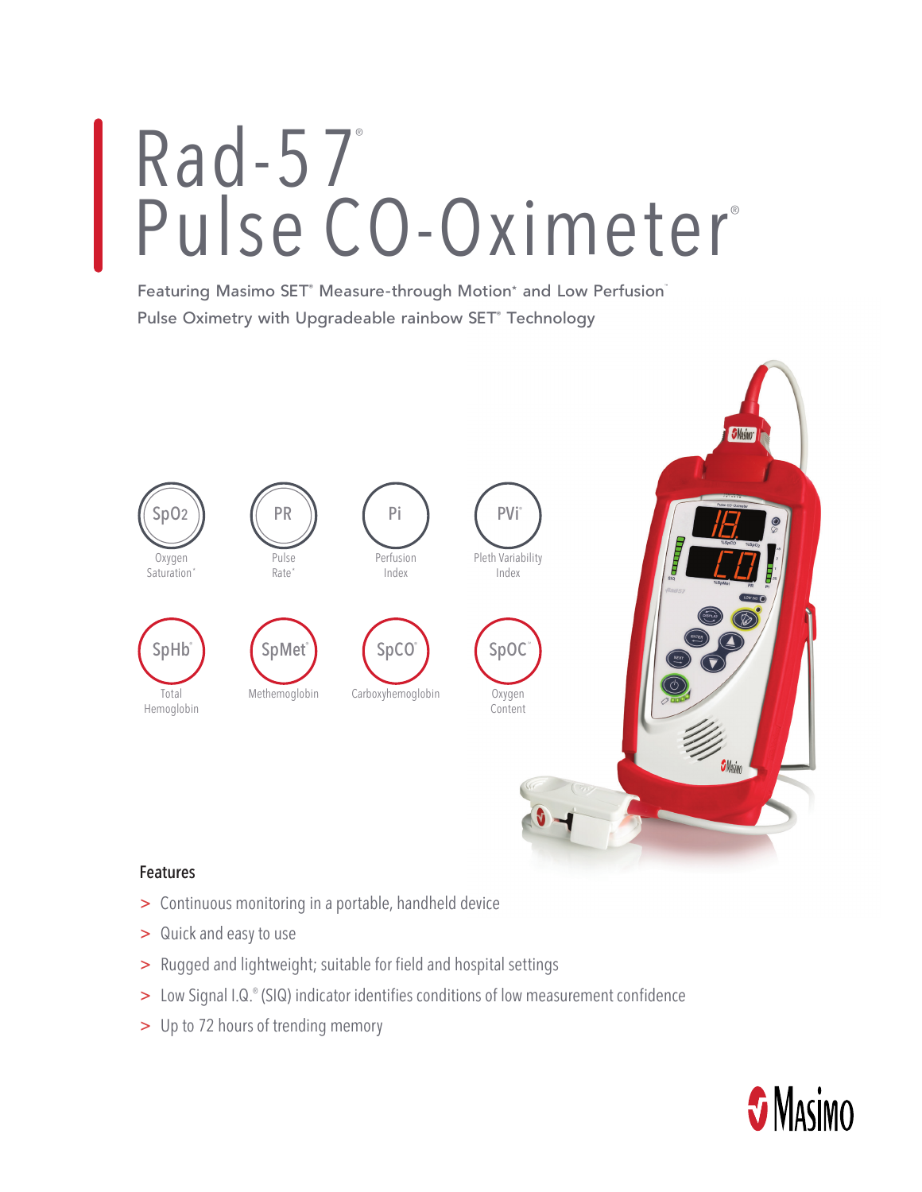# Rad-57®
# Pulse CO-Oximeter®

Featuring Masimo SET® Measure-through Motion* and Low Perfusion™ Pulse Oximetry with Upgradeable rainbow SET® Technology

SpO2
Oxygen Saturation*

PR
Pulse Rate*

Pi
Perfusion Index

PVi®
Pleth Variability Index

SpHb®
Total Hemoglobin

SpMet®
Methemoglobin

SpCO®
Carboxyhemoglobin

SpOC™
Oxygen Content

## Features

- > Continuous monitoring in a portable, handheld device
- > Quick and easy to use
- > Rugged and lightweight; suitable for field and hospital settings
- > Low Signal I.Q.® (SIQ) indicator identifies conditions of low measurement confidence
- > Up to 72 hours of trending memory

Masimo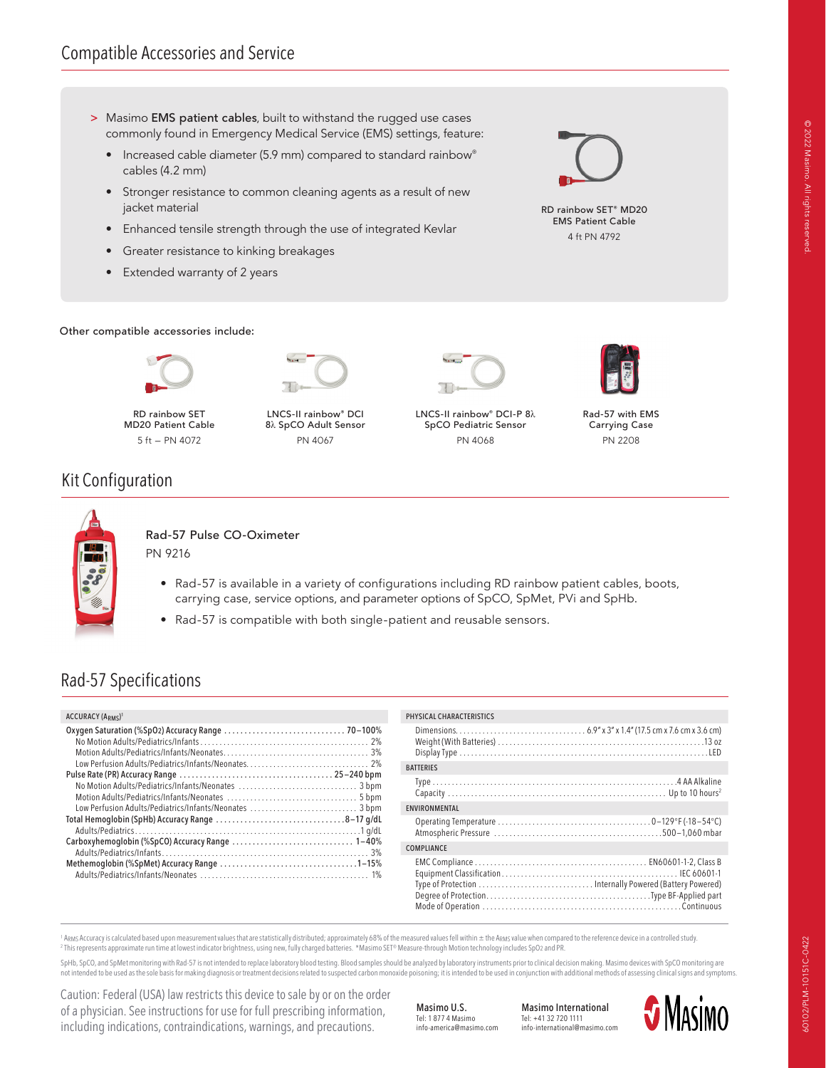## Compatible Accessories and Service

> Masimo **EMS patient cables**, built to withstand the rugged use cases commonly found in Emergency Medical Service (EMS) settings, feature:

- Increased cable diameter (5.9 mm) compared to standard rainbow® cables (4.2 mm)
- Stronger resistance to common cleaning agents as a result of new jacket material
- Enhanced tensile strength through the use of integrated Kevlar
- Greater resistance to kinking breakages
- Extended warranty of 2 years

RD rainbow SET® MD20 EMS Patient Cable
4 ft PN 4792

Other compatible accessories include:

RD rainbow SET MD20 Patient Cable
5 ft – PN 4072

LNCS-II rainbow® DCI 8λ SpCO Adult Sensor
PN 4067

LNCS-II rainbow® DCI-P 8λ SpCO Pediatric Sensor
PN 4068

Rad-57 with EMS Carrying Case
PN 2208

## Kit Configuration

### Rad-57 Pulse CO-Oximeter

PN 9216

- Rad-57 is available in a variety of configurations including RD rainbow patient cables, boots, carrying case, service options, and parameter options of SpCO, SpMet, PVi and SpHb.
- Rad-57 is compatible with both single-patient and reusable sensors.

## Rad-57 Specifications

| ACCURACY ($A_{RMS}$)[1] | |
|---|---|
| Oxygen Saturation (%SpO2) Accuracy Range | 70–100% |
| No Motion Adults/Pediatrics/Infants | 2% |
| Motion Adults/Pediatrics/Infants/Neonates | 3% |
| Low Perfusion Adults/Pediatrics/Infants/Neonates | 2% |
| Pulse Rate (PR) Accuracy Range | 25–240 bpm |
| No Motion Adults/Pediatrics/Infants/Neonates | 3 bpm |
| Motion Adults/Pediatrics/Infants/Neonates | 5 bpm |
| Low Perfusion Adults/Pediatrics/Infants/Neonates | 3 bpm |
| Total Hemoglobin (SpHb) Accuracy Range | 8–17 g/dL |
| Adults/Pediatrics | 1 g/dL |
| Carboxyhemoglobin (%SpCO) Accuracy Range | 1–40% |
| Adults/Pediatrics/Infants | 3% |
| Methemoglobin (%SpMet) Accuracy Range | 1–15% |
| Adults/Pediatrics/Infants/Neonates | 1% |

| PHYSICAL CHARACTERISTICS | |
|---|---|
| Dimensions | 6.9" x 3" x 1.4" (17.5 cm x 7.6 cm x 3.6 cm) |
| Weight (With Batteries) | 13 oz |
| Display Type | LED |
| **BATTERIES** | |
| Type | 4 AA Alkaline |
| Capacity | Up to 10 hours[2] |
| **ENVIRONMENTAL** | |
| Operating Temperature | 0–129°F (-18–54°C) |
| Atmospheric Pressure | 500–1,060 mbar |
| **COMPLIANCE** | |
| EMC Compliance | EN60601-1-2, Class B |
| Equipment Classification | IEC 60601-1 |
| Type of Protection | Internally Powered (Battery Powered) |
| Degree of Protection | Type BF-Applied part |
| Mode of Operation | Continuous |

[1] $A_{RMS}$ Accuracy is calculated based upon measurement values that are statistically distributed; approximately 68% of the measured values fell within ± the $A_{RMS}$ value when compared to the reference device in a controlled study.
[2] This represents approximate run time at lowest indicator brightness, using new, fully charged batteries. *Masimo SET® Measure-through Motion technology includes SpO2 and PR.

SpHb, SpCO, and SpMet monitoring with Rad-57 is not intended to replace laboratory blood testing. Blood samples should be analyzed by laboratory instruments prior to clinical decision making. Masimo devices with SpCO monitoring are not intended to be used as the sole basis for making diagnosis or treatment decisions related to suspected carbon monoxide poisoning; it is intended to be used in conjunction with additional methods of assessing clinical signs and symptoms.

Caution: Federal (USA) law restricts this device to sale by or on the order of a physician. See instructions for use for full prescribing information, including indications, contraindications, warnings, and precautions.

**Masimo U.S.**
Tel: 1 877 4 Masimo
info-america@masimo.com

**Masimo International**
Tel: +41 32 720 1111
info-international@masimo.com

© 2022 Masimo. All rights reserved.

60102/PLM-10151C-0422